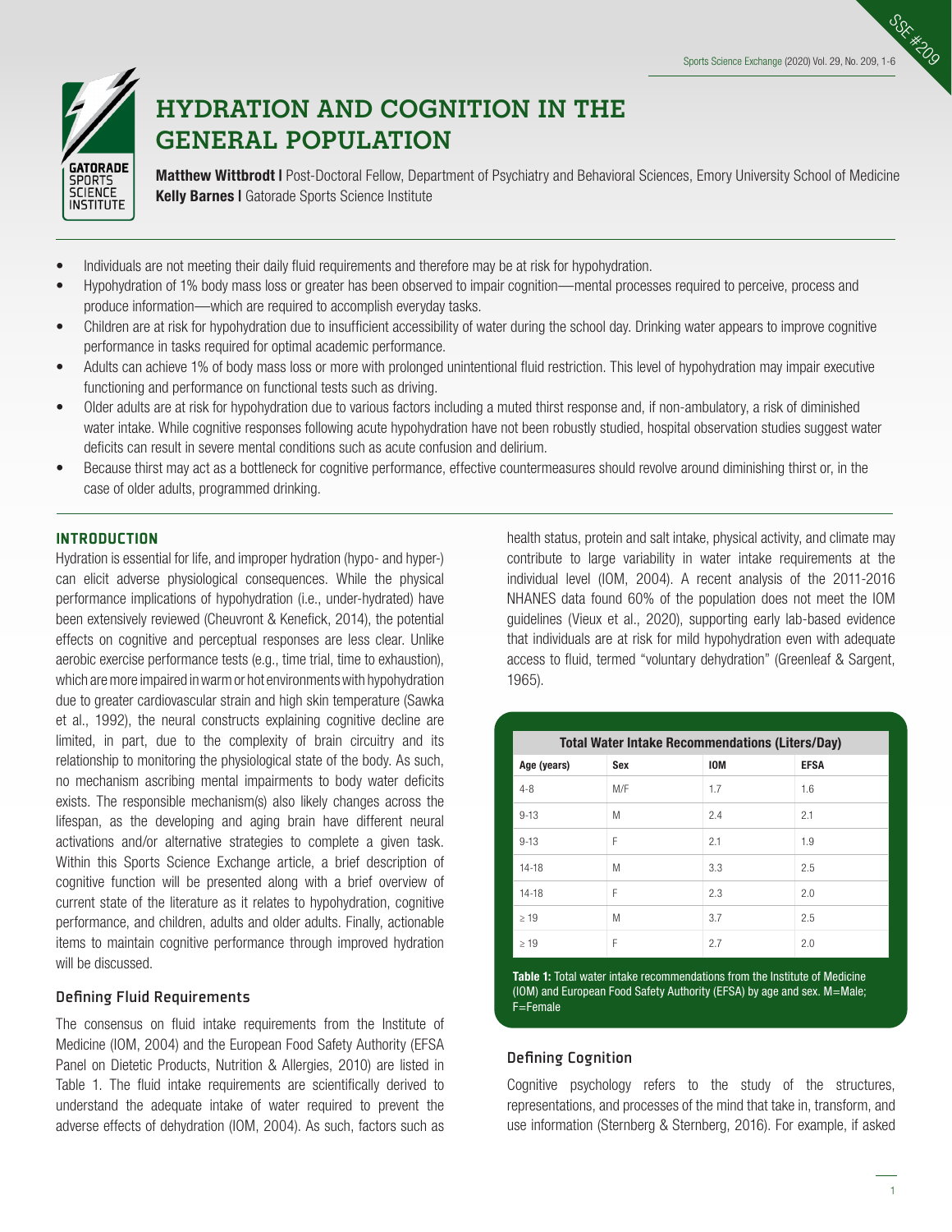# HYDRATION AND COGNITION IN THE GENERAL POPULATION

**Matthew Wittbrodt |** Post-Doctoral Fellow, Department of Psychiatry and Behavioral Sciences, Emory University School of Medicine
**Kelly Barnes |** Gatorade Sports Science Institute

- Individuals are not meeting their daily fluid requirements and therefore may be at risk for hypohydration.
- Hypohydration of 1% body mass loss or greater has been observed to impair cognition—mental processes required to perceive, process and produce information—which are required to accomplish everyday tasks.
- Children are at risk for hypohydration due to insufficient accessibility of water during the school day. Drinking water appears to improve cognitive performance in tasks required for optimal academic performance.
- Adults can achieve 1% of body mass loss or more with prolonged unintentional fluid restriction. This level of hypohydration may impair executive functioning and performance on functional tests such as driving.
- Older adults are at risk for hypohydration due to various factors including a muted thirst response and, if non-ambulatory, a risk of diminished water intake. While cognitive responses following acute hypohydration have not been robustly studied, hospital observation studies suggest water deficits can result in severe mental conditions such as acute confusion and delirium.
- Because thirst may act as a bottleneck for cognitive performance, effective countermeasures should revolve around diminishing thirst or, in the case of older adults, programmed drinking.

## INTRODUCTION

Hydration is essential for life, and improper hydration (hypo- and hyper-) can elicit adverse physiological consequences. While the physical performance implications of hypohydration (i.e., under-hydrated) have been extensively reviewed (Cheuvront & Kenefick, 2014), the potential effects on cognitive and perceptual responses are less clear. Unlike aerobic exercise performance tests (e.g., time trial, time to exhaustion), which are more impaired in warm or hot environments with hypohydration due to greater cardiovascular strain and high skin temperature (Sawka et al., 1992), the neural constructs explaining cognitive decline are limited, in part, due to the complexity of brain circuitry and its relationship to monitoring the physiological state of the body. As such, no mechanism ascribing mental impairments to body water deficits exists. The responsible mechanism(s) also likely changes across the lifespan, as the developing and aging brain have different neural activations and/or alternative strategies to complete a given task. Within this Sports Science Exchange article, a brief description of cognitive function will be presented along with a brief overview of current state of the literature as it relates to hypohydration, cognitive performance, and children, adults and older adults. Finally, actionable items to maintain cognitive performance through improved hydration will be discussed.

### Defining Fluid Requirements

The consensus on fluid intake requirements from the Institute of Medicine (IOM, 2004) and the European Food Safety Authority (EFSA Panel on Dietetic Products, Nutrition & Allergies, 2010) are listed in Table 1. The fluid intake requirements are scientifically derived to understand the adequate intake of water required to prevent the adverse effects of dehydration (IOM, 2004). As such, factors such as health status, protein and salt intake, physical activity, and climate may contribute to large variability in water intake requirements at the individual level (IOM, 2004). A recent analysis of the 2011-2016 NHANES data found 60% of the population does not meet the IOM guidelines (Vieux et al., 2020), supporting early lab-based evidence that individuals are at risk for mild hypohydration even with adequate access to fluid, termed "voluntary dehydration" (Greenleaf & Sargent, 1965).

| Total Water Intake Recommendations (Liters/Day) | | | |
|---|---|---|---|
| Age (years) | Sex | IOM | EFSA |
| 4-8 | M/F | 1.7 | 1.6 |
| 9-13 | M | 2.4 | 2.1 |
| 9-13 | F | 2.1 | 1.9 |
| 14-18 | M | 3.3 | 2.5 |
| 14-18 | F | 2.3 | 2.0 |
| ≥ 19 | M | 3.7 | 2.5 |
| ≥ 19 | F | 2.7 | 2.0 |

**Table 1:** Total water intake recommendations from the Institute of Medicine (IOM) and European Food Safety Authority (EFSA) by age and sex. M=Male; F=Female

### Defining Cognition

Cognitive psychology refers to the study of the structures, representations, and processes of the mind that take in, transform, and use information (Sternberg & Sternberg, 2016). For example, if asked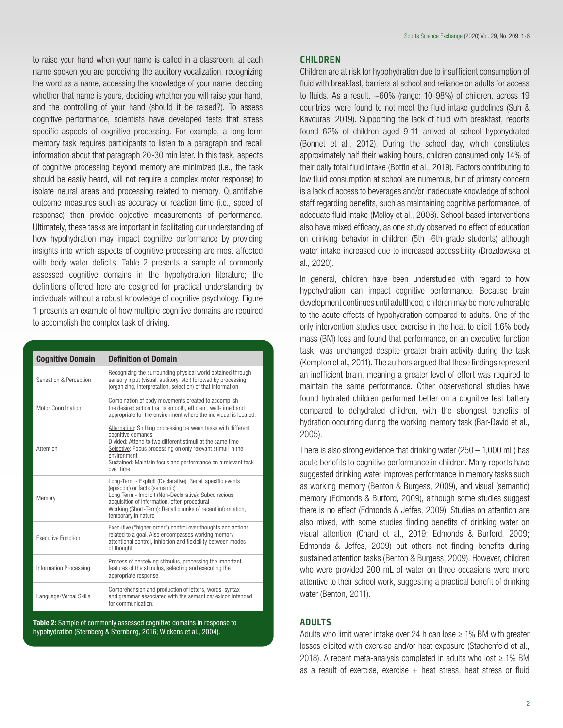to raise your hand when your name is called in a classroom, at each name spoken you are perceiving the auditory vocalization, recognizing the word as a name, accessing the knowledge of your name, deciding whether that name is yours, deciding whether you will raise your hand, and the controlling of your hand (should it be raised?). To assess cognitive performance, scientists have developed tests that stress specific aspects of cognitive processing. For example, a long-term memory task requires participants to listen to a paragraph and recall information about that paragraph 20-30 min later. In this task, aspects of cognitive processing beyond memory are minimized (i.e., the task should be easily heard, will not require a complex motor response) to isolate neural areas and processing related to memory. Quantifiable outcome measures such as accuracy or reaction time (i.e., speed of response) then provide objective measurements of performance. Ultimately, these tasks are important in facilitating our understanding of how hypohydration may impact cognitive performance by providing insights into which aspects of cognitive processing are most affected with body water deficits. Table 2 presents a sample of commonly assessed cognitive domains in the hypohydration literature; the definitions offered here are designed for practical understanding by individuals without a robust knowledge of cognitive psychology. Figure 1 presents an example of how multiple cognitive domains are required to accomplish the complex task of driving.

| Cognitive Domain | Definition of Domain |
|---|---|
| Sensation & Perception | Recognizing the surrounding physical world obtained through sensory input (visual, auditory, etc.) followed by processing (organizing, interpretation, selection) of that information. |
| Motor Coordination | Combination of body movements created to accomplish the desired action that is smooth, efficient, well-timed and appropriate for the environment where the individual is located. |
| Attention | Alternating: Shifting processing between tasks with different cognitive demands<br>Divided: Attend to two different stimuli at the same time<br>Selective: Focus processing on only relevant stimuli in the environment<br>Sustained: Maintain focus and performance on a relevant task over time |
| Memory | Long-Term - Explicit (Declarative): Recall specific events (episodic) or facts (semantic)<br>Long Term - Implicit (Non-Declarative): Subconscious acquisition of information, often procedural<br>Working (Short-Term): Recall chunks of recent information, temporary in nature |
| Executive Function | Executive ("higher-order") control over thoughts and actions related to a goal. Also encompasses working memory, attentional control, inhibition and flexibility between modes of thought. |
| Information Processing | Process of perceiving stimulus, processing the important features of the stimulus, selecting and executing the appropriate response. |
| Language/Verbal Skills | Comprehension and production of letters, words, syntax and grammar associated with the semantics/lexicon intended for communication. |

**Table 2:** Sample of commonly assessed cognitive domains in response to hypohydration (Sternberg & Sternberg, 2016; Wickens et al., 2004).

## CHILDREN

Children are at risk for hypohydration due to insufficient consumption of fluid with breakfast, barriers at school and reliance on adults for access to fluids. As a result, ~60% (range: 10-98%) of children, across 19 countries, were found to not meet the fluid intake guidelines (Suh & Kavouras, 2019). Supporting the lack of fluid with breakfast, reports found 62% of children aged 9-11 arrived at school hypohydrated (Bonnet et al., 2012). During the school day, which constitutes approximately half their waking hours, children consumed only 14% of their daily total fluid intake (Bottin et al., 2019). Factors contributing to low fluid consumption at school are numerous, but of primary concern is a lack of access to beverages and/or inadequate knowledge of school staff regarding benefits, such as maintaining cognitive performance, of adequate fluid intake (Molloy et al., 2008). School-based interventions also have mixed efficacy, as one study observed no effect of education on drinking behavior in children (5th -6th-grade students) although water intake increased due to increased accessibility (Drozdowska et al., 2020).

In general, children have been understudied with regard to how hypohydration can impact cognitive performance. Because brain development continues until adulthood, children may be more vulnerable to the acute effects of hypohydration compared to adults. One of the only intervention studies used exercise in the heat to elicit 1.6% body mass (BM) loss and found that performance, on an executive function task, was unchanged despite greater brain activity during the task (Kempton et al., 2011). The authors argued that these findings represent an inefficient brain, meaning a greater level of effort was required to maintain the same performance. Other observational studies have found hydrated children performed better on a cognitive test battery compared to dehydrated children, with the strongest benefits of hydration occurring during the working memory task (Bar-David et al., 2005).

There is also strong evidence that drinking water (250 – 1,000 mL) has acute benefits to cognitive performance in children. Many reports have suggested drinking water improves performance in memory tasks such as working memory (Benton & Burgess, 2009), and visual (semantic) memory (Edmonds & Burford, 2009), although some studies suggest there is no effect (Edmonds & Jeffes, 2009). Studies on attention are also mixed, with some studies finding benefits of drinking water on visual attention (Chard et al., 2019; Edmonds & Burford, 2009; Edmonds & Jeffes, 2009) but others not finding benefits during sustained attention tasks (Benton & Burgess, 2009). However, children who were provided 200 mL of water on three occasions were more attentive to their school work, suggesting a practical benefit of drinking water (Benton, 2011).

## ADULTS

Adults who limit water intake over 24 h can lose ≥ 1% BM with greater losses elicited with exercise and/or heat exposure (Stachenfeld et al., 2018). A recent meta-analysis completed in adults who lost ≥ 1% BM as a result of exercise, exercise + heat stress, heat stress or fluid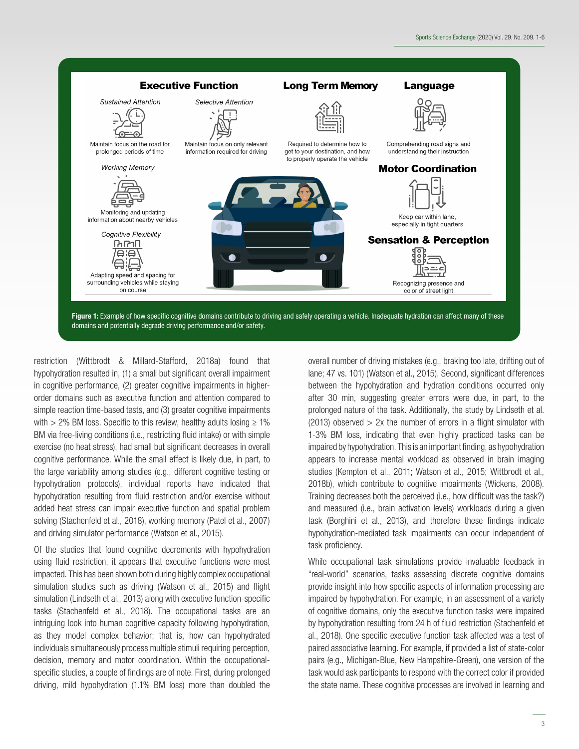**Executive Function**

*Sustained Attention*

Maintain focus on the road for prolonged periods of time

*Selective Attention*

Maintain focus on only relevant information required for driving

*Working Memory*

Monitoring and updating information about nearby vehicles

*Cognitive Flexibility*

Adapting speed and spacing for surrounding vehicles while staying on course

**Long Term Memory**

Required to determine how to get to your destination, and how to properly operate the vehicle

**Language**

Comprehending road signs and understanding their instruction

**Motor Coordination**

Keep car within lane, especially in tight quarters

**Sensation & Perception**

Recognizing presence and color of street light

**Figure 1:** Example of how specific cognitive domains contribute to driving and safely operating a vehicle. Inadequate hydration can affect many of these domains and potentially degrade driving performance and/or safety.

restriction (Wittbrodt & Millard-Stafford, 2018a) found that hypohydration resulted in, (1) a small but significant overall impairment in cognitive performance, (2) greater cognitive impairments in higher-order domains such as executive function and attention compared to simple reaction time-based tests, and (3) greater cognitive impairments with > 2% BM loss. Specific to this review, healthy adults losing ≥ 1% BM via free-living conditions (i.e., restricting fluid intake) or with simple exercise (no heat stress), had small but significant decreases in overall cognitive performance. While the small effect is likely due, in part, to the large variability among studies (e.g., different cognitive testing or hypohydration protocols), individual reports have indicated that hypohydration resulting from fluid restriction and/or exercise without added heat stress can impair executive function and spatial problem solving (Stachenfeld et al., 2018), working memory (Patel et al., 2007) and driving simulator performance (Watson et al., 2015).

Of the studies that found cognitive decrements with hypohydration using fluid restriction, it appears that executive functions were most impacted. This has been shown both during highly complex occupational simulation studies such as driving (Watson et al., 2015) and flight simulation (Lindseth et al., 2013) along with executive function-specific tasks (Stachenfeld et al., 2018). The occupational tasks are an intriguing look into human cognitive capacity following hypohydration, as they model complex behavior; that is, how can hypohydrated individuals simultaneously process multiple stimuli requiring perception, decision, memory and motor coordination. Within the occupational-specific studies, a couple of findings are of note. First, during prolonged driving, mild hypohydration (1.1% BM loss) more than doubled the overall number of driving mistakes (e.g., braking too late, drifting out of lane; 47 vs. 101) (Watson et al., 2015). Second, significant differences between the hypohydration and hydration conditions occurred only after 30 min, suggesting greater errors were due, in part, to the prolonged nature of the task. Additionally, the study by Lindseth et al. (2013) observed > 2x the number of errors in a flight simulator with 1-3% BM loss, indicating that even highly practiced tasks can be impaired by hypohydration. This is an important finding, as hypohydration appears to increase mental workload as observed in brain imaging studies (Kempton et al., 2011; Watson et al., 2015; Wittbrodt et al., 2018b), which contribute to cognitive impairments (Wickens, 2008). Training decreases both the perceived (i.e., how difficult was the task?) and measured (i.e., brain activation levels) workloads during a given task (Borghini et al., 2013), and therefore these findings indicate hypohydration-mediated task impairments can occur independent of task proficiency.

While occupational task simulations provide invaluable feedback in "real-world" scenarios, tasks assessing discrete cognitive domains provide insight into how specific aspects of information processing are impaired by hypohydration. For example, in an assessment of a variety of cognitive domains, only the executive function tasks were impaired by hypohydration resulting from 24 h of fluid restriction (Stachenfeld et al., 2018). One specific executive function task affected was a test of paired associative learning. For example, if provided a list of state-color pairs (e.g., Michigan-Blue, New Hampshire-Green), one version of the task would ask participants to respond with the correct color if provided the state name. These cognitive processes are involved in learning and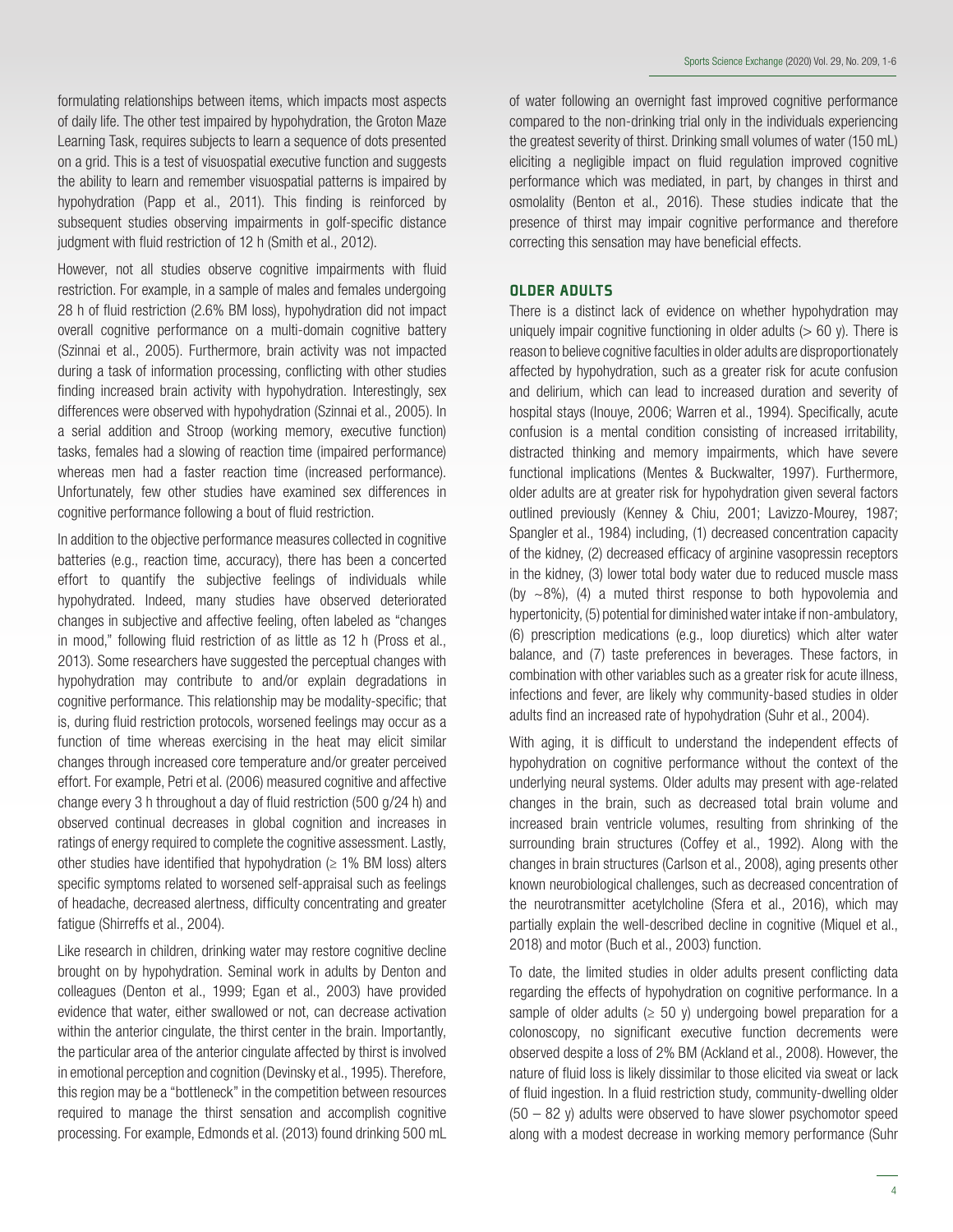formulating relationships between items, which impacts most aspects of daily life. The other test impaired by hypohydration, the Groton Maze Learning Task, requires subjects to learn a sequence of dots presented on a grid. This is a test of visuospatial executive function and suggests the ability to learn and remember visuospatial patterns is impaired by hypohydration (Papp et al., 2011). This finding is reinforced by subsequent studies observing impairments in golf-specific distance judgment with fluid restriction of 12 h (Smith et al., 2012).

However, not all studies observe cognitive impairments with fluid restriction. For example, in a sample of males and females undergoing 28 h of fluid restriction (2.6% BM loss), hypohydration did not impact overall cognitive performance on a multi-domain cognitive battery (Szinnai et al., 2005). Furthermore, brain activity was not impacted during a task of information processing, conflicting with other studies finding increased brain activity with hypohydration. Interestingly, sex differences were observed with hypohydration (Szinnai et al., 2005). In a serial addition and Stroop (working memory, executive function) tasks, females had a slowing of reaction time (impaired performance) whereas men had a faster reaction time (increased performance). Unfortunately, few other studies have examined sex differences in cognitive performance following a bout of fluid restriction.

In addition to the objective performance measures collected in cognitive batteries (e.g., reaction time, accuracy), there has been a concerted effort to quantify the subjective feelings of individuals while hypohydrated. Indeed, many studies have observed deteriorated changes in subjective and affective feeling, often labeled as "changes in mood," following fluid restriction of as little as 12 h (Pross et al., 2013). Some researchers have suggested the perceptual changes with hypohydration may contribute to and/or explain degradations in cognitive performance. This relationship may be modality-specific; that is, during fluid restriction protocols, worsened feelings may occur as a function of time whereas exercising in the heat may elicit similar changes through increased core temperature and/or greater perceived effort. For example, Petri et al. (2006) measured cognitive and affective change every 3 h throughout a day of fluid restriction (500 g/24 h) and observed continual decreases in global cognition and increases in ratings of energy required to complete the cognitive assessment. Lastly, other studies have identified that hypohydration (≥ 1% BM loss) alters specific symptoms related to worsened self-appraisal such as feelings of headache, decreased alertness, difficulty concentrating and greater fatigue (Shirreffs et al., 2004).

Like research in children, drinking water may restore cognitive decline brought on by hypohydration. Seminal work in adults by Denton and colleagues (Denton et al., 1999; Egan et al., 2003) have provided evidence that water, either swallowed or not, can decrease activation within the anterior cingulate, the thirst center in the brain. Importantly, the particular area of the anterior cingulate affected by thirst is involved in emotional perception and cognition (Devinsky et al., 1995). Therefore, this region may be a "bottleneck" in the competition between resources required to manage the thirst sensation and accomplish cognitive processing. For example, Edmonds et al. (2013) found drinking 500 mL of water following an overnight fast improved cognitive performance compared to the non-drinking trial only in the individuals experiencing the greatest severity of thirst. Drinking small volumes of water (150 mL) eliciting a negligible impact on fluid regulation improved cognitive performance which was mediated, in part, by changes in thirst and osmolality (Benton et al., 2016). These studies indicate that the presence of thirst may impair cognitive performance and therefore correcting this sensation may have beneficial effects.

## OLDER ADULTS

There is a distinct lack of evidence on whether hypohydration may uniquely impair cognitive functioning in older adults (> 60 y). There is reason to believe cognitive faculties in older adults are disproportionately affected by hypohydration, such as a greater risk for acute confusion and delirium, which can lead to increased duration and severity of hospital stays (Inouye, 2006; Warren et al., 1994). Specifically, acute confusion is a mental condition consisting of increased irritability, distracted thinking and memory impairments, which have severe functional implications (Mentes & Buckwalter, 1997). Furthermore, older adults are at greater risk for hypohydration given several factors outlined previously (Kenney & Chiu, 2001; Lavizzo-Mourey, 1987; Spangler et al., 1984) including, (1) decreased concentration capacity of the kidney, (2) decreased efficacy of arginine vasopressin receptors in the kidney, (3) lower total body water due to reduced muscle mass (by ~8%), (4) a muted thirst response to both hypovolemia and hypertonicity, (5) potential for diminished water intake if non-ambulatory, (6) prescription medications (e.g., loop diuretics) which alter water balance, and (7) taste preferences in beverages. These factors, in combination with other variables such as a greater risk for acute illness, infections and fever, are likely why community-based studies in older adults find an increased rate of hypohydration (Suhr et al., 2004).

With aging, it is difficult to understand the independent effects of hypohydration on cognitive performance without the context of the underlying neural systems. Older adults may present with age-related changes in the brain, such as decreased total brain volume and increased brain ventricle volumes, resulting from shrinking of the surrounding brain structures (Coffey et al., 1992). Along with the changes in brain structures (Carlson et al., 2008), aging presents other known neurobiological challenges, such as decreased concentration of the neurotransmitter acetylcholine (Sfera et al., 2016), which may partially explain the well-described decline in cognitive (Miquel et al., 2018) and motor (Buch et al., 2003) function.

To date, the limited studies in older adults present conflicting data regarding the effects of hypohydration on cognitive performance. In a sample of older adults (≥ 50 y) undergoing bowel preparation for a colonoscopy, no significant executive function decrements were observed despite a loss of 2% BM (Ackland et al., 2008). However, the nature of fluid loss is likely dissimilar to those elicited via sweat or lack of fluid ingestion. In a fluid restriction study, community-dwelling older (50 – 82 y) adults were observed to have slower psychomotor speed along with a modest decrease in working memory performance (Suhr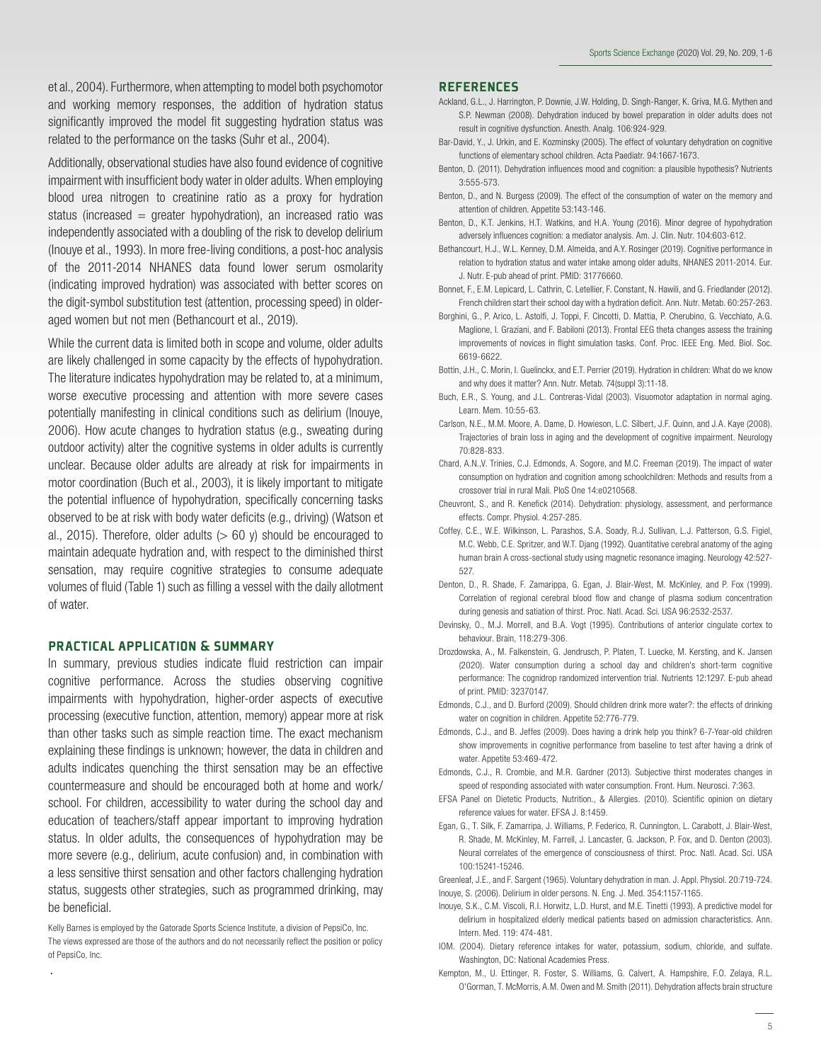et al., 2004). Furthermore, when attempting to model both psychomotor and working memory responses, the addition of hydration status significantly improved the model fit suggesting hydration status was related to the performance on the tasks (Suhr et al., 2004).

Additionally, observational studies have also found evidence of cognitive impairment with insufficient body water in older adults. When employing blood urea nitrogen to creatinine ratio as a proxy for hydration status (increased = greater hypohydration), an increased ratio was independently associated with a doubling of the risk to develop delirium (Inouye et al., 1993). In more free-living conditions, a post-hoc analysis of the 2011-2014 NHANES data found lower serum osmolarity (indicating improved hydration) was associated with better scores on the digit-symbol substitution test (attention, processing speed) in older-aged women but not men (Bethancourt et al., 2019).

While the current data is limited both in scope and volume, older adults are likely challenged in some capacity by the effects of hypohydration. The literature indicates hypohydration may be related to, at a minimum, worse executive processing and attention with more severe cases potentially manifesting in clinical conditions such as delirium (Inouye, 2006). How acute changes to hydration status (e.g., sweating during outdoor activity) alter the cognitive systems in older adults is currently unclear. Because older adults are already at risk for impairments in motor coordination (Buch et al., 2003), it is likely important to mitigate the potential influence of hypohydration, specifically concerning tasks observed to be at risk with body water deficits (e.g., driving) (Watson et al., 2015). Therefore, older adults (> 60 y) should be encouraged to maintain adequate hydration and, with respect to the diminished thirst sensation, may require cognitive strategies to consume adequate volumes of fluid (Table 1) such as filling a vessel with the daily allotment of water.

## PRACTICAL APPLICATION & SUMMARY

In summary, previous studies indicate fluid restriction can impair cognitive performance. Across the studies observing cognitive impairments with hypohydration, higher-order aspects of executive processing (executive function, attention, memory) appear more at risk than other tasks such as simple reaction time. The exact mechanism explaining these findings is unknown; however, the data in children and adults indicates quenching the thirst sensation may be an effective countermeasure and should be encouraged both at home and work/school. For children, accessibility to water during the school day and education of teachers/staff appear important to improving hydration status. In older adults, the consequences of hypohydration may be more severe (e.g., delirium, acute confusion) and, in combination with a less sensitive thirst sensation and other factors challenging hydration status, suggests other strategies, such as programmed drinking, may be beneficial.

Kelly Barnes is employed by the Gatorade Sports Science Institute, a division of PepsiCo, Inc. The views expressed are those of the authors and do not necessarily reflect the position or policy of PepsiCo, Inc.

## REFERENCES

Ackland, G.L., J. Harrington, P. Downie, J.W. Holding, D. Singh-Ranger, K. Griva, M.G. Mythen and S.P. Newman (2008). Dehydration induced by bowel preparation in older adults does not result in cognitive dysfunction. Anesth. Analg. 106:924-929.

Bar-David, Y., J. Urkin, and E. Kozminsky (2005). The effect of voluntary dehydration on cognitive functions of elementary school children. Acta Paediatr. 94:1667-1673.

Benton, D. (2011). Dehydration influences mood and cognition: a plausible hypothesis? Nutrients 3:555-573.

Benton, D., and N. Burgess (2009). The effect of the consumption of water on the memory and attention of children. Appetite 53:143-146.

Benton, D., K.T. Jenkins, H.T. Watkins, and H.A. Young (2016). Minor degree of hypohydration adversely influences cognition: a mediator analysis. Am. J. Clin. Nutr. 104:603-612.

Bethancourt, H.J., W.L. Kenney, D.M. Almeida, and A.Y. Rosinger (2019). Cognitive performance in relation to hydration status and water intake among older adults, NHANES 2011-2014. Eur. J. Nutr. E-pub ahead of print. PMID: 31776660.

Bonnet, F., E.M. Lepicard, L. Cathrin, C. Letellier, F. Constant, N. Hawili, and G. Friedlander (2012). French children start their school day with a hydration deficit. Ann. Nutr. Metab. 60:257-263.

Borghini, G., P. Arico, L. Astolfi, J. Toppi, F. Cincotti, D. Mattia, P. Cherubino, G. Vecchiato, A.G. Maglione, I. Graziani, and F. Babiloni (2013). Frontal EEG theta changes assess the training improvements of novices in flight simulation tasks. Conf. Proc. IEEE Eng. Med. Biol. Soc. 6619-6622.

Bottin, J.H., C. Morin, I. Guelinckx, and E.T. Perrier (2019). Hydration in children: What do we know and why does it matter? Ann. Nutr. Metab. 74(suppl 3):11-18.

Buch, E.R., S. Young, and J.L. Contreras-Vidal (2003). Visuomotor adaptation in normal aging. Learn. Mem. 10:55-63.

Carlson, N.E., M.M. Moore, A. Dame, D. Howieson, L.C. Silbert, J.F. Quinn, and J.A. Kaye (2008). Trajectories of brain loss in aging and the development of cognitive impairment. Neurology 70:828-833.

Chard, A.N.,V. Trinies, C.J. Edmonds, A. Sogore, and M.C. Freeman (2019). The impact of water consumption on hydration and cognition among schoolchildren: Methods and results from a crossover trial in rural Mali. PloS One 14:e0210568.

Cheuvront, S., and R. Kenefick (2014). Dehydration: physiology, assessment, and performance effects. Compr. Physiol. 4:257-285.

Coffey, C.E., W.E. Wilkinson, L. Parashos, S.A. Soady, R.J. Sullivan, L.J. Patterson, G.S. Figiel, M.C. Webb, C.E. Spritzer, and W.T. Djang (1992). Quantitative cerebral anatomy of the aging human brain A cross-sectional study using magnetic resonance imaging. Neurology 42:527-527.

Denton, D., R. Shade, F. Zamarippa, G. Egan, J. Blair-West, M. McKinley, and P. Fox (1999). Correlation of regional cerebral blood flow and change of plasma sodium concentration during genesis and satiation of thirst. Proc. Natl. Acad. Sci. USA 96:2532-2537.

Devinsky, O., M.J. Morrell, and B.A. Vogt (1995). Contributions of anterior cingulate cortex to behaviour. Brain, 118:279-306.

Drozdowska, A., M. Falkenstein, G. Jendrusch, P. Platen, T. Luecke, M. Kersting, and K. Jansen (2020). Water consumption during a school day and children's short-term cognitive performance: The cognidrop randomized intervention trial. Nutrients 12:1297. E-pub ahead of print. PMID: 32370147.

Edmonds, C.J., and D. Burford (2009). Should children drink more water?: the effects of drinking water on cognition in children. Appetite 52:776-779.

Edmonds, C.J., and B. Jeffes (2009). Does having a drink help you think? 6-7-Year-old children show improvements in cognitive performance from baseline to test after having a drink of water. Appetite 53:469-472.

Edmonds, C.J., R. Crombie, and M.R. Gardner (2013). Subjective thirst moderates changes in speed of responding associated with water consumption. Front. Hum. Neurosci. 7:363.

EFSA Panel on Dietetic Products, Nutrition., & Allergies. (2010). Scientific opinion on dietary reference values for water. EFSA J. 8:1459.

Egan, G., T. Silk, F. Zamarripa, J. Williams, P. Federico, R. Cunnington, L. Carabott, J. Blair-West, R. Shade, M. McKinley, M. Farrell, J. Lancaster, G. Jackson, P. Fox, and D. Denton (2003). Neural correlates of the emergence of consciousness of thirst. Proc. Natl. Acad. Sci. USA 100:15241-15246.

Greenleaf, J.E., and F. Sargent (1965). Voluntary dehydration in man. J. Appl. Physiol. 20:719-724.

Inouye, S. (2006). Delirium in older persons. N. Eng. J. Med. 354:1157-1165.

Inouye, S.K., C.M. Viscoli, R.I. Horwitz, L.D. Hurst, and M.E. Tinetti (1993). A predictive model for delirium in hospitalized elderly medical patients based on admission characteristics. Ann. Intern. Med. 119: 474-481.

IOM. (2004). Dietary reference intakes for water, potassium, sodium, chloride, and sulfate. Washington, DC: National Academies Press.

Kempton, M., U. Ettinger, R. Foster, S. Williams, G. Calvert, A. Hampshire, F.O. Zelaya, R.L. O'Gorman, T. McMorris, A.M. Owen and M. Smith (2011). Dehydration affects brain structure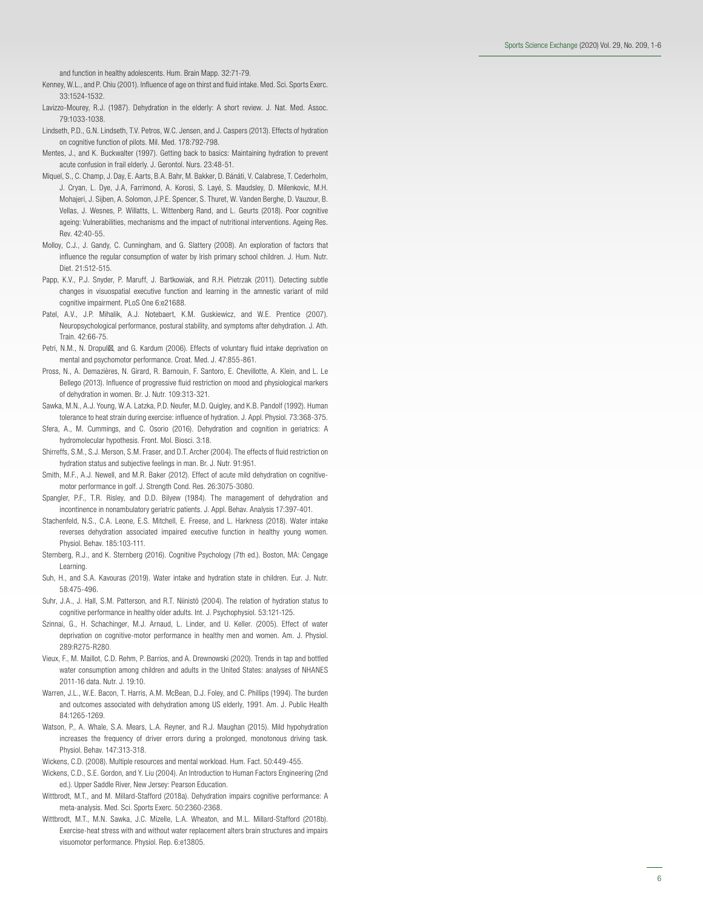and function in healthy adolescents. Hum. Brain Mapp. 32:71-79.

Kenney, W.L., and P. Chiu (2001). Influence of age on thirst and fluid intake. Med. Sci. Sports Exerc. 33:1524-1532.

Lavizzo-Mourey, R.J. (1987). Dehydration in the elderly: A short review. J. Nat. Med. Assoc. 79:1033-1038.

Lindseth, P.D., G.N. Lindseth, T.V. Petros, W.C. Jensen, and J. Caspers (2013). Effects of hydration on cognitive function of pilots. Mil. Med. 178:792-798.

Mentes, J., and K. Buckwalter (1997). Getting back to basics: Maintaining hydration to prevent acute confusion in frail elderly. J. Gerontol. Nurs. 23:48-51.

Miquel, S., C. Champ, J. Day, E. Aarts, B.A. Bahr, M. Bakker, D. Bánáti, V. Calabrese, T. Cederholm, J. Cryan, L. Dye, J.A, Farrimond, A. Korosi, S. Layé, S. Maudsley, D. Milenkovic, M.H. Mohajeri, J. Sijben, A. Solomon, J.P.E. Spencer, S. Thuret, W. Vanden Berghe, D. Vauzour, B. Vellas, J. Wesnes, P. Willatts, L. Wittenberg Rand, and L. Geurts (2018). Poor cognitive ageing: Vulnerabilities, mechanisms and the impact of nutritional interventions. Ageing Res. Rev. 42:40-55.

Molloy, C.J., J. Gandy, C. Cunningham, and G. Slattery (2008). An exploration of factors that influence the regular consumption of water by Irish primary school children. J. Hum. Nutr. Diet. 21:512-515.

Papp, K.V., P.J. Snyder, P. Maruff, J. Bartkowiak, and R.H. Pietrzak (2011). Detecting subtle changes in visuospatial executive function and learning in the amnestic variant of mild cognitive impairment. PLoS One 6:e21688.

Patel, A.V., J.P. Mihalik, A.J. Notebaert, K.M. Guskiewicz, and W.E. Prentice (2007). Neuropsychological performance, postural stability, and symptoms after dehydration. J. Ath. Train. 42:66-75.

Petri, N.M., N. Dropuli⊠, and G. Kardum (2006). Effects of voluntary fluid intake deprivation on mental and psychomotor performance. Croat. Med. J. 47:855-861.

Pross, N., A. Demazières, N. Girard, R. Barnouin, F. Santoro, E. Chevillotte, A. Klein, and L. Le Bellego (2013). Influence of progressive fluid restriction on mood and physiological markers of dehydration in women. Br. J. Nutr. 109:313-321.

Sawka, M.N., A.J. Young, W.A. Latzka, P.D. Neufer, M.D. Quigley, and K.B. Pandolf (1992). Human tolerance to heat strain during exercise: influence of hydration. J. Appl. Physiol. 73:368-375.

Sfera, A., M. Cummings, and C. Osorio (2016). Dehydration and cognition in geriatrics: A hydromolecular hypothesis. Front. Mol. Biosci. 3:18.

Shirreffs, S.M., S.J. Merson, S.M. Fraser, and D.T. Archer (2004). The effects of fluid restriction on hydration status and subjective feelings in man. Br. J. Nutr. 91:951.

Smith, M.F., A.J. Newell, and M.R. Baker (2012). Effect of acute mild dehydration on cognitive-motor performance in golf. J. Strength Cond. Res. 26:3075-3080.

Spangler, P.F., T.R. Risley, and D.D. Bilyew (1984). The management of dehydration and incontinence in nonambulatory geriatric patients. J. Appl. Behav. Analysis 17:397-401.

Stachenfeld, N.S., C.A. Leone, E.S. Mitchell, E. Freese, and L. Harkness (2018). Water intake reverses dehydration associated impaired executive function in healthy young women. Physiol. Behav. 185:103-111.

Sternberg, R.J., and K. Sternberg (2016). Cognitive Psychology (7th ed.). Boston, MA: Cengage Learning.

Suh, H., and S.A. Kavouras (2019). Water intake and hydration state in children. Eur. J. Nutr. 58:475-496.

Suhr, J.A., J. Hall, S.M. Patterson, and R.T. Niinistö (2004). The relation of hydration status to cognitive performance in healthy older adults. Int. J. Psychophysiol. 53:121-125.

Szinnai, G., H. Schachinger, M.J. Arnaud, L. Linder, and U. Keller. (2005). Effect of water deprivation on cognitive-motor performance in healthy men and women. Am. J. Physiol. 289:R275-R280.

Vieux, F., M. Maillot, C.D. Rehm, P. Barrios, and A. Drewnowski (2020). Trends in tap and bottled water consumption among children and adults in the United States: analyses of NHANES 2011-16 data. Nutr. J. 19:10.

Warren, J.L., W.E. Bacon, T. Harris, A.M. McBean, D.J. Foley, and C. Phillips (1994). The burden and outcomes associated with dehydration among US elderly, 1991. Am. J. Public Health 84:1265-1269.

Watson, P., A. Whale, S.A. Mears, L.A. Reyner, and R.J. Maughan (2015). Mild hypohydration increases the frequency of driver errors during a prolonged, monotonous driving task. Physiol. Behav. 147:313-318.

Wickens, C.D. (2008). Multiple resources and mental workload. Hum. Fact. 50:449-455.

Wickens, C.D., S.E. Gordon, and Y. Liu (2004). An Introduction to Human Factors Engineering (2nd ed.). Upper Saddle River, New Jersey: Pearson Education.

Wittbrodt, M.T., and M. Millard-Stafford (2018a). Dehydration impairs cognitive performance: A meta-analysis. Med. Sci. Sports Exerc. 50:2360-2368.

Wittbrodt, M.T., M.N. Sawka, J.C. Mizelle, L.A. Wheaton, and M.L. Millard-Stafford (2018b). Exercise-heat stress with and without water replacement alters brain structures and impairs visuomotor performance. Physiol. Rep. 6:e13805.